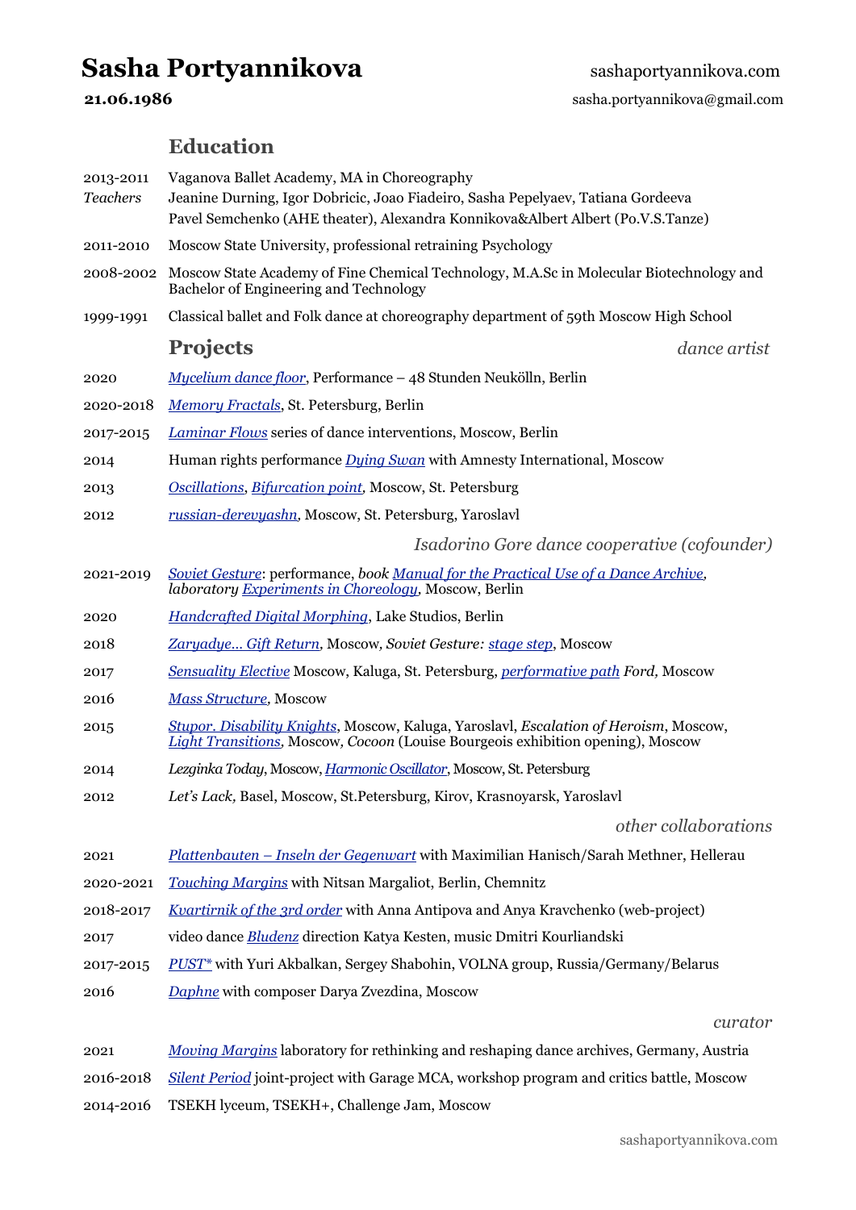# Sasha Portyannikova

sashaportyannikova.com

**21.06.1986**

sasha.portyannikova@gmail.com

## Education

2013-2011 Vaganova Ballet Academy, MA in Choreography
*Teachers* Jeanine Durning, Igor Dobricic, Joao Fiadeiro, Sasha Pepelyaev, Tatiana Gordeeva
Pavel Semchenko (AHE theater), Alexandra Konnikova&Albert Albert (Po.V.S.Tanze)

2011-2010 Moscow State University, professional retraining Psychology

2008-2002 Moscow State Academy of Fine Chemical Technology, M.A.Sc in Molecular Biotechnology and Bachelor of Engineering and Technology

1999-1991 Classical ballet and Folk dance at choreography department of 59th Moscow High School

## Projects

*dance artist*

2020 *Mycelium dance floor*, Performance – 48 Stunden Neukölln, Berlin

2020-2018 *Memory Fractals*, St. Petersburg, Berlin

2017-2015 *Laminar Flows* series of dance interventions, Moscow, Berlin

2014 Human rights performance *Dying Swan* with Amnesty International, Moscow

2013 *Oscillations*, *Bifurcation point*, Moscow, St. Petersburg

2012 *russian-derevyashn*, Moscow, St. Petersburg, Yaroslavl

*Isadorino Gore dance cooperative (cofounder)*

2021-2019 *Soviet Gesture*: performance, *book Manual for the Practical Use of a Dance Archive, laboratory Experiments in Choreology*, Moscow, Berlin

2020 *Handcrafted Digital Morphing*, Lake Studios, Berlin

2018 *Zaryadye... Gift Return*, Moscow, *Soviet Gesture: stage step*, Moscow

2017 *Sensuality Elective* Moscow, Kaluga, St. Petersburg, *performative path Ford*, Moscow

2016 *Mass Structure*, Moscow

2015 *Stupor. Disability Knights*, Moscow, Kaluga, Yaroslavl, *Escalation of Heroism*, Moscow, *Light Transitions*, Moscow, *Cocoon* (Louise Bourgeois exhibition opening), Moscow

2014 *Lezginka Today*, Moscow, *Harmonic Oscillator*, Moscow, St. Petersburg

2012 *Let's Lack*, Basel, Moscow, St.Petersburg, Kirov, Krasnoyarsk, Yaroslavl

*other collaborations*

2021 *Plattenbauten – Inseln der Gegenwart* with Maximilian Hanisch/Sarah Methner, Hellerau

2020-2021 *Touching Margins* with Nitsan Margaliot, Berlin, Chemnitz

2018-2017 *Kvartirnik of the 3rd order* with Anna Antipova and Anya Kravchenko (web-project)

2017 video dance *Bludenz* direction Katya Kesten, music Dmitri Kourliandski

2017-2015 *PUST** with Yuri Akbalkan, Sergey Shabohin, VOLNA group, Russia/Germany/Belarus

2016 *Daphne* with composer Darya Zvezdina, Moscow

*curator*

2021 *Moving Margins* laboratory for rethinking and reshaping dance archives, Germany, Austria

2016-2018 *Silent Period* joint-project with Garage MCA, workshop program and critics battle, Moscow

2014-2016 TSEKH lyceum, TSEKH+, Challenge Jam, Moscow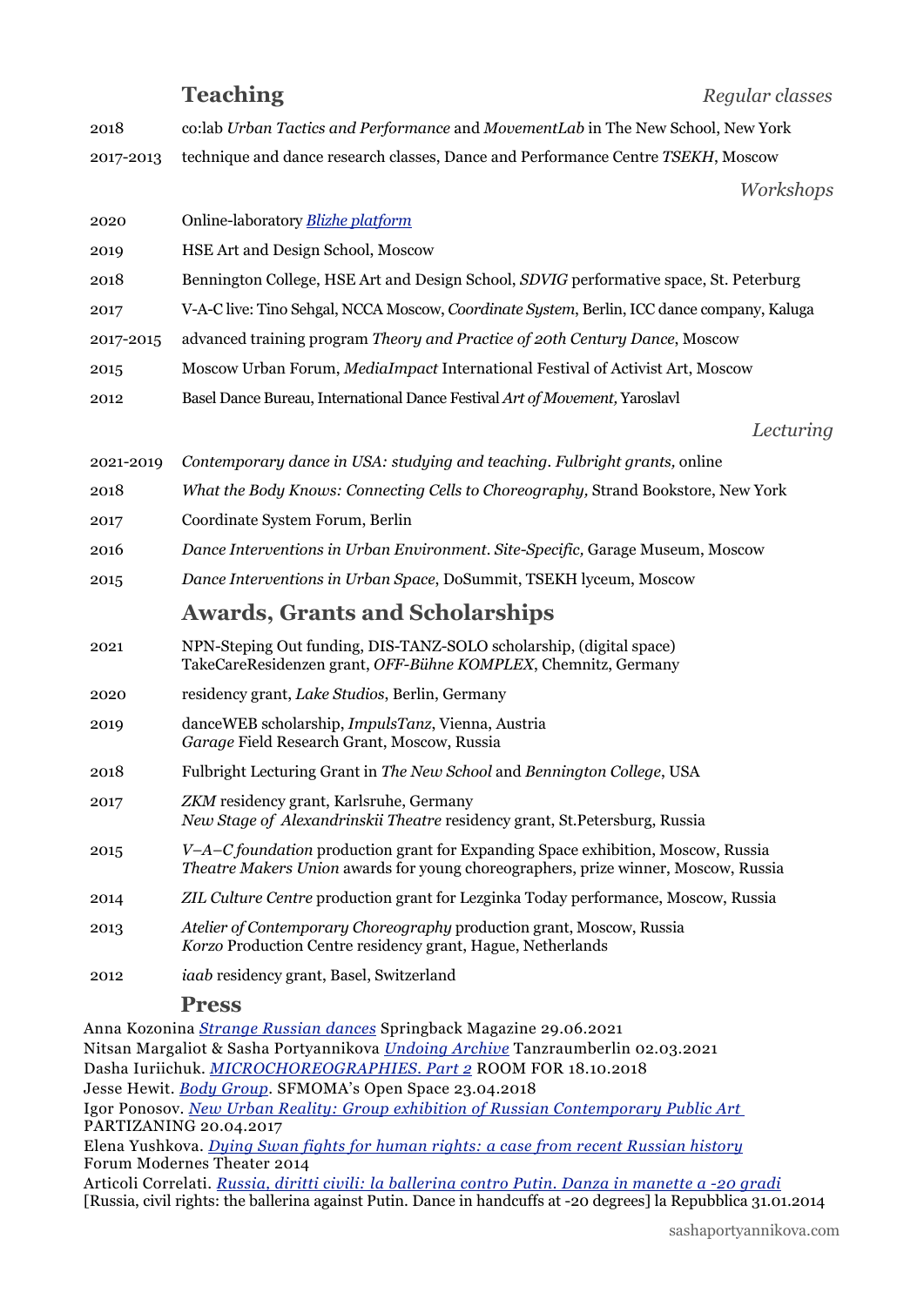## Teaching

*Regular classes*

| | |
|---|---|
| 2018 | co:lab *Urban Tactics and Performance* and *MovementLab* in The New School, New York |
| 2017-2013 | technique and dance research classes, Dance and Performance Centre *TSEKH*, Moscow |

*Workshops*

| | |
|---|---|
| 2020 | Online-laboratory *Blizhe platform* |
| 2019 | HSE Art and Design School, Moscow |
| 2018 | Bennington College, HSE Art and Design School, *SDVIG* performative space, St. Peterburg |
| 2017 | V-A-C live: Tino Sehgal, NCCA Moscow, *Coordinate System*, Berlin, ICC dance company, Kaluga |
| 2017-2015 | advanced training program *Theory and Practice of 20th Century Dance*, Moscow |
| 2015 | Moscow Urban Forum, *MediaImpact* International Festival of Activist Art, Moscow |
| 2012 | Basel Dance Bureau, International Dance Festival *Art of Movement,* Yaroslavl |

*Lecturing*

| | |
|---|---|
| 2021-2019 | *Contemporary dance in USA: studying and teaching. Fulbright grants,* online |
| 2018 | *What the Body Knows: Connecting Cells to Choreography,* Strand Bookstore, New York |
| 2017 | Coordinate System Forum, Berlin |
| 2016 | *Dance Interventions in Urban Environment. Site-Specific,* Garage Museum, Moscow |
| 2015 | *Dance Interventions in Urban Space*, DoSummit, TSEKH lyceum, Moscow |

## Awards, Grants and Scholarships

| | |
|---|---|
| 2021 | NPN-Steping Out funding, DIS-TANZ-SOLO scholarship, (digital space)<br>TakeCareResidenzen grant, *OFF-Bühne KOMPLEX*, Chemnitz, Germany |
| 2020 | residency grant, *Lake Studios*, Berlin, Germany |
| 2019 | danceWEB scholarship, *ImpulsTanz*, Vienna, Austria<br>*Garage* Field Research Grant, Moscow, Russia |
| 2018 | Fulbright Lecturing Grant in *The New School* and *Bennington College*, USA |
| 2017 | *ZKM* residency grant, Karlsruhe, Germany<br>*New Stage of Alexandrinskii Theatre* residency grant, St.Petersburg, Russia |
| 2015 | *V–A–C foundation* production grant for Expanding Space exhibition, Moscow, Russia<br>*Theatre Makers Union* awards for young choreographers, prize winner, Moscow, Russia |
| 2014 | *ZIL Culture Centre* production grant for Lezginka Today performance, Moscow, Russia |
| 2013 | *Atelier of Contemporary Choreography* production grant, Moscow, Russia<br>*Korzo* Production Centre residency grant, Hague, Netherlands |
| 2012 | *iaab* residency grant, Basel, Switzerland |

## Press

Anna Kozonina *Strange Russian dances* Springback Magazine 29.06.2021
Nitsan Margaliot & Sasha Portyannikova *Undoing Archive* Tanzraumberlin 02.03.2021
Dasha Iuriichuk. *MICROCHOREOGRAPHIES. Part 2* ROOM FOR 18.10.2018
Jesse Hewit. *Body Group*. SFMOMA's Open Space 23.04.2018
Igor Ponosov. *New Urban Reality: Group exhibition of Russian Contemporary Public Art* PARTIZANING 20.04.2017
Elena Yushkova. *Dying Swan fights for human rights: a case from recent Russian history* Forum Modernes Theater 2014
Articoli Correlati. *Russia, diritti civili: la ballerina contro Putin. Danza in manette a -20 gradi* [Russia, civil rights: the ballerina against Putin. Dance in handcuffs at -20 degrees] la Repubblica 31.01.2014

sashaportyannikova.com